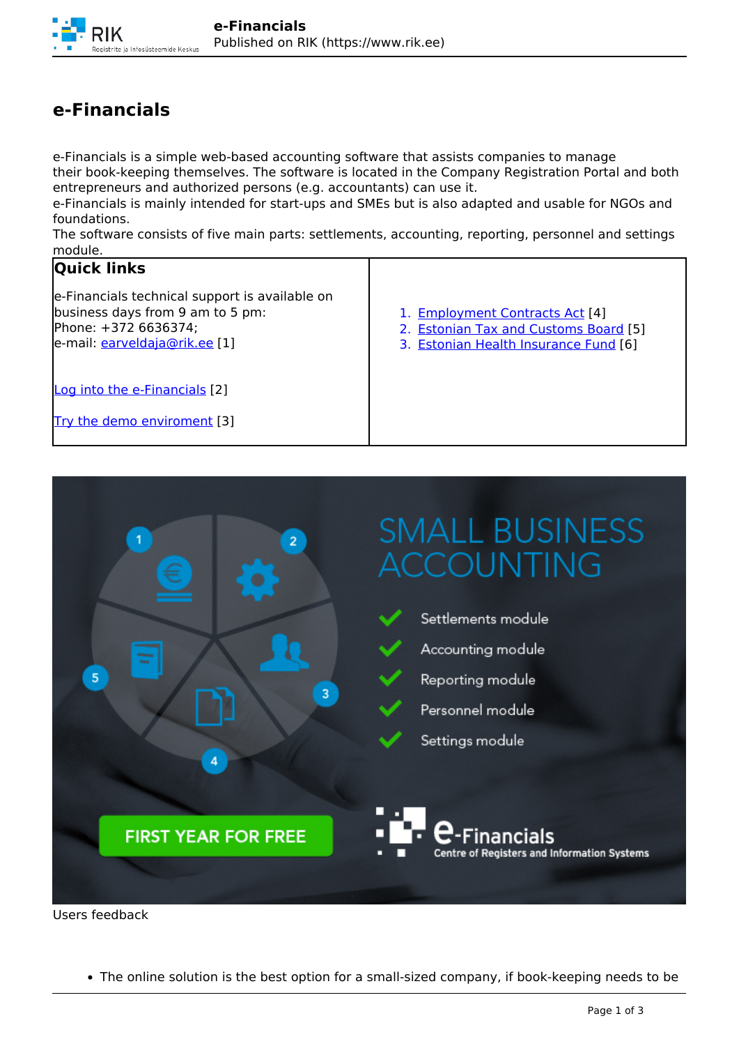# e-Financials

e-Financials is a simple web-based accounting software that assists companies to manage their book-keeping themselves. The software is located in the Company Registration Portal and both entrepreneurs and authorized persons (e.g. accountants) can use it.
e-Financials is mainly intended for start-ups and SMEs but is also adapted and usable for NGOs and foundations.
The software consists of five main parts: settlements, accounting, reporting, personnel and settings module.

| **Quick links**<br><br>e-Financials technical support is available on business days from 9 am to 5 pm:<br>Phone: +372 6636374;<br>e-mail: earveldaja@rik.ee [1]<br><br>Log into the e-Financials [2]<br><br>Try the demo enviroment [3] | 1. Employment Contracts Act [4]<br>2. Estonian Tax and Customs Board [5]<br>3. Estonian Health Insurance Fund [6] |
|---|---|

Users feedback

- The online solution is the best option for a small-sized company, if book-keeping needs to be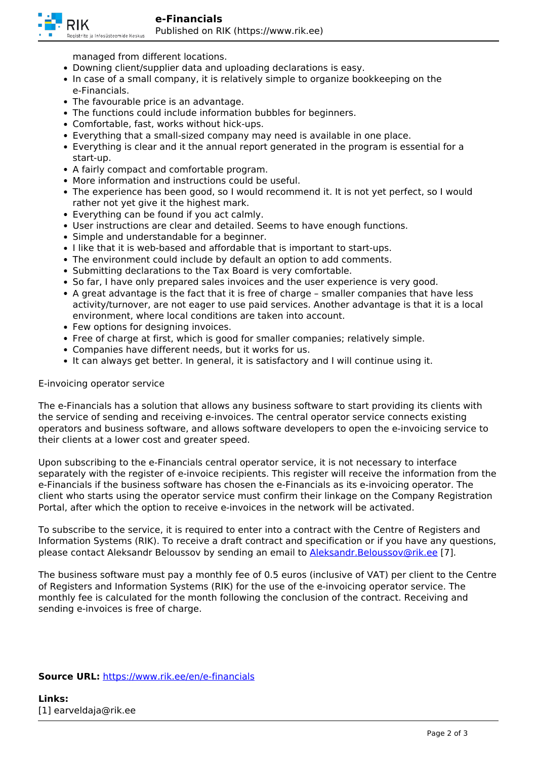managed from different locations.
- Downing client/supplier data and uploading declarations is easy.
- In case of a small company, it is relatively simple to organize bookkeeping on the e-Financials.
- The favourable price is an advantage.
- The functions could include information bubbles for beginners.
- Comfortable, fast, works without hick-ups.
- Everything that a small-sized company may need is available in one place.
- Everything is clear and it the annual report generated in the program is essential for a start-up.
- A fairly compact and comfortable program.
- More information and instructions could be useful.
- The experience has been good, so I would recommend it. It is not yet perfect, so I would rather not yet give it the highest mark.
- Everything can be found if you act calmly.
- User instructions are clear and detailed. Seems to have enough functions.
- Simple and understandable for a beginner.
- I like that it is web-based and affordable that is important to start-ups.
- The environment could include by default an option to add comments.
- Submitting declarations to the Tax Board is very comfortable.
- So far, I have only prepared sales invoices and the user experience is very good.
- A great advantage is the fact that it is free of charge – smaller companies that have less activity/turnover, are not eager to use paid services. Another advantage is that it is a local environment, where local conditions are taken into account.
- Few options for designing invoices.
- Free of charge at first, which is good for smaller companies; relatively simple.
- Companies have different needs, but it works for us.
- It can always get better. In general, it is satisfactory and I will continue using it.

E-invoicing operator service

The e-Financials has a solution that allows any business software to start providing its clients with the service of sending and receiving e-invoices. The central operator service connects existing operators and business software, and allows software developers to open the e-invoicing service to their clients at a lower cost and greater speed.

Upon subscribing to the e-Financials central operator service, it is not necessary to interface separately with the register of e-invoice recipients. This register will receive the information from the e-Financials if the business software has chosen the e-Financials as its e-invoicing operator. The client who starts using the operator service must confirm their linkage on the Company Registration Portal, after which the option to receive e-invoices in the network will be activated.

To subscribe to the service, it is required to enter into a contract with the Centre of Registers and Information Systems (RIK). To receive a draft contract and specification or if you have any questions, please contact Aleksandr Beloussov by sending an email to Aleksandr.Beloussov@rik.ee [7].

The business software must pay a monthly fee of 0.5 euros (inclusive of VAT) per client to the Centre of Registers and Information Systems (RIK) for the use of the e-invoicing operator service. The monthly fee is calculated for the month following the conclusion of the contract. Receiving and sending e-invoices is free of charge.

**Source URL:** https://www.rik.ee/en/e-financials

**Links:**
[1] earveldaja@rik.ee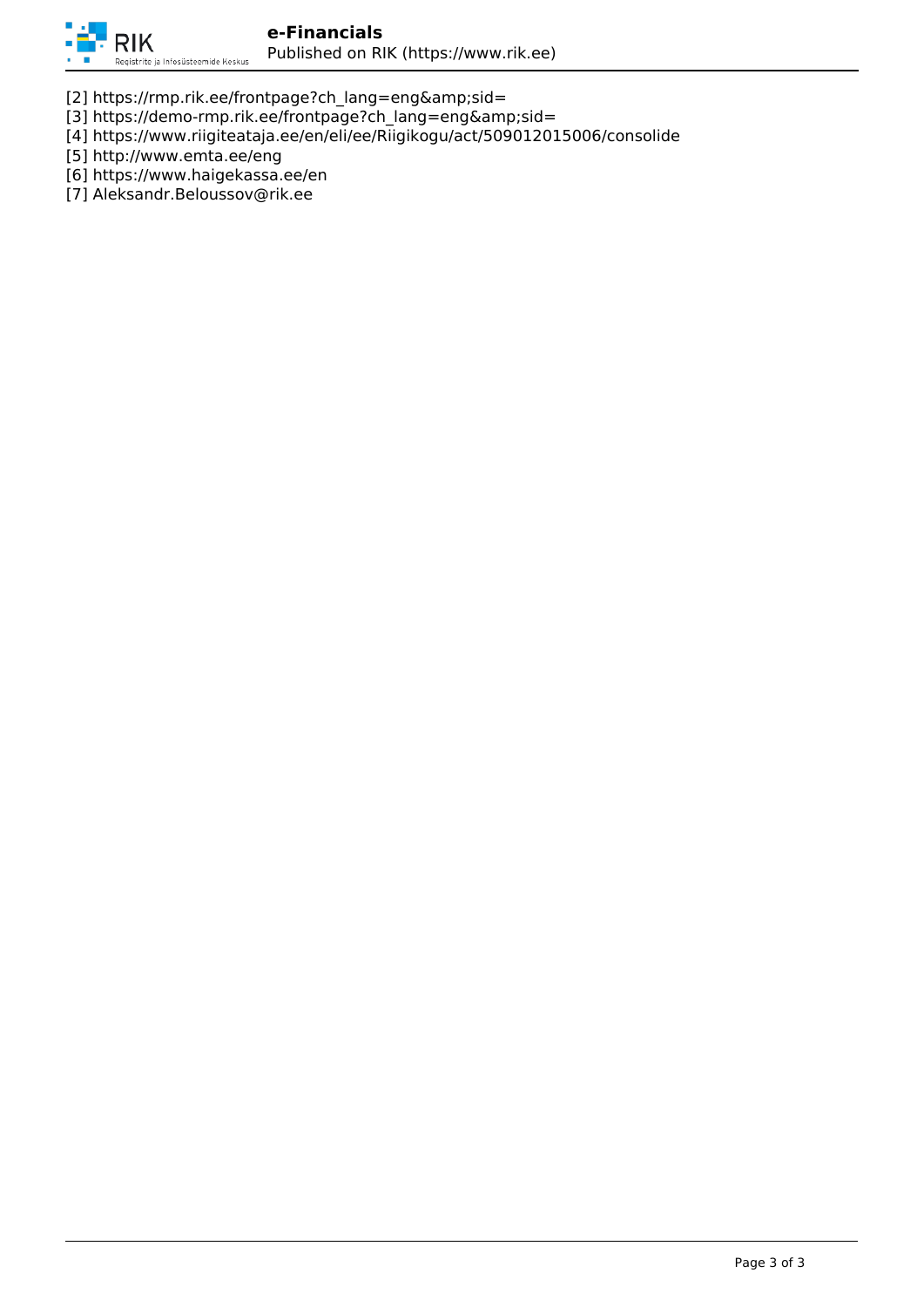[2] https://rmp.rik.ee/frontpage?ch_lang=eng&amp;sid=
[3] https://demo-rmp.rik.ee/frontpage?ch_lang=eng&amp;sid=
[4] https://www.riigiteataja.ee/en/eli/ee/Riigikogu/act/509012015006/consolide
[5] http://www.emta.ee/eng
[6] https://www.haigekassa.ee/en
[7] Aleksandr.Beloussov@rik.ee